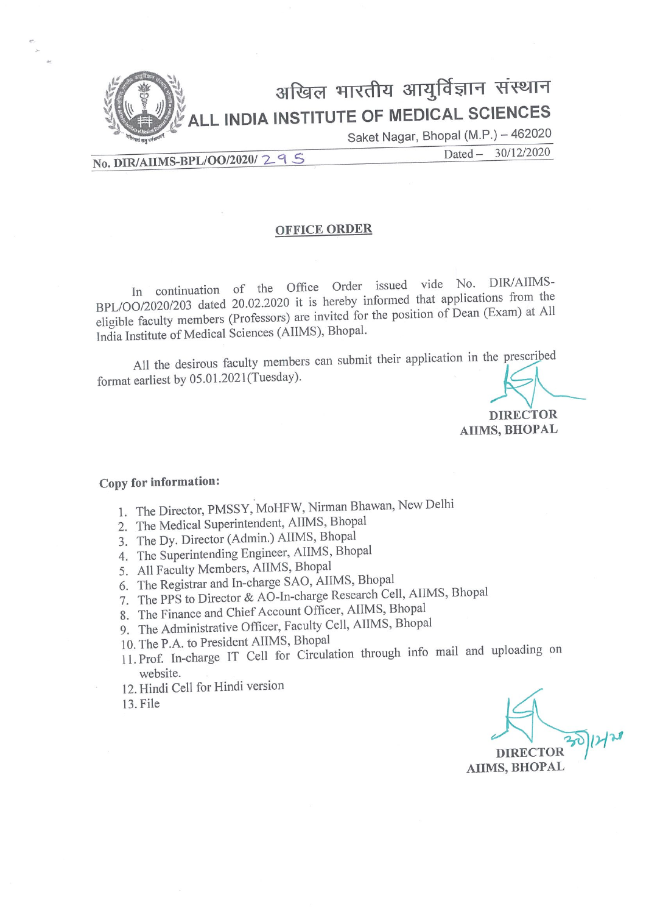# अखिल भारतीय आयुर्विज्ञान संस्थान
# ALL INDIA INSTITUTE OF MEDICAL SCIENCES

Saket Nagar, Bhopal (M.P.) – 462020

No. DIR/AIIMS-BPL/OO/2020/ 295

Dated – 30/12/2020

## OFFICE ORDER

In continuation of the Office Order issued vide No. DIR/AIIMS-BPL/OO/2020/203 dated 20.02.2020 it is hereby informed that applications from the eligible faculty members (Professors) are invited for the position of Dean (Exam) at All India Institute of Medical Sciences (AIIMS), Bhopal.

All the desirous faculty members can submit their application in the prescribed format earliest by 05.01.2021(Tuesday).

**DIRECTOR**
**AIIMS, BHOPAL**

**Copy for information:**

1. The Director, PMSSY, MoHFW, Nirman Bhawan, New Delhi
2. The Medical Superintendent, AIIMS, Bhopal
3. The Dy. Director (Admin.) AIIMS, Bhopal
4. The Superintending Engineer, AIIMS, Bhopal
5. All Faculty Members, AIIMS, Bhopal
6. The Registrar and In-charge SAO, AIIMS, Bhopal
7. The PPS to Director & AO-In-charge Research Cell, AIIMS, Bhopal
8. The Finance and Chief Account Officer, AIIMS, Bhopal
9. The Administrative Officer, Faculty Cell, AIIMS, Bhopal
10. The P.A. to President AIIMS, Bhopal
11. Prof. In-charge IT Cell for Circulation through info mail and uploading on website.
12. Hindi Cell for Hindi version
13. File

30/12/20

**DIRECTOR**
**AIIMS, BHOPAL**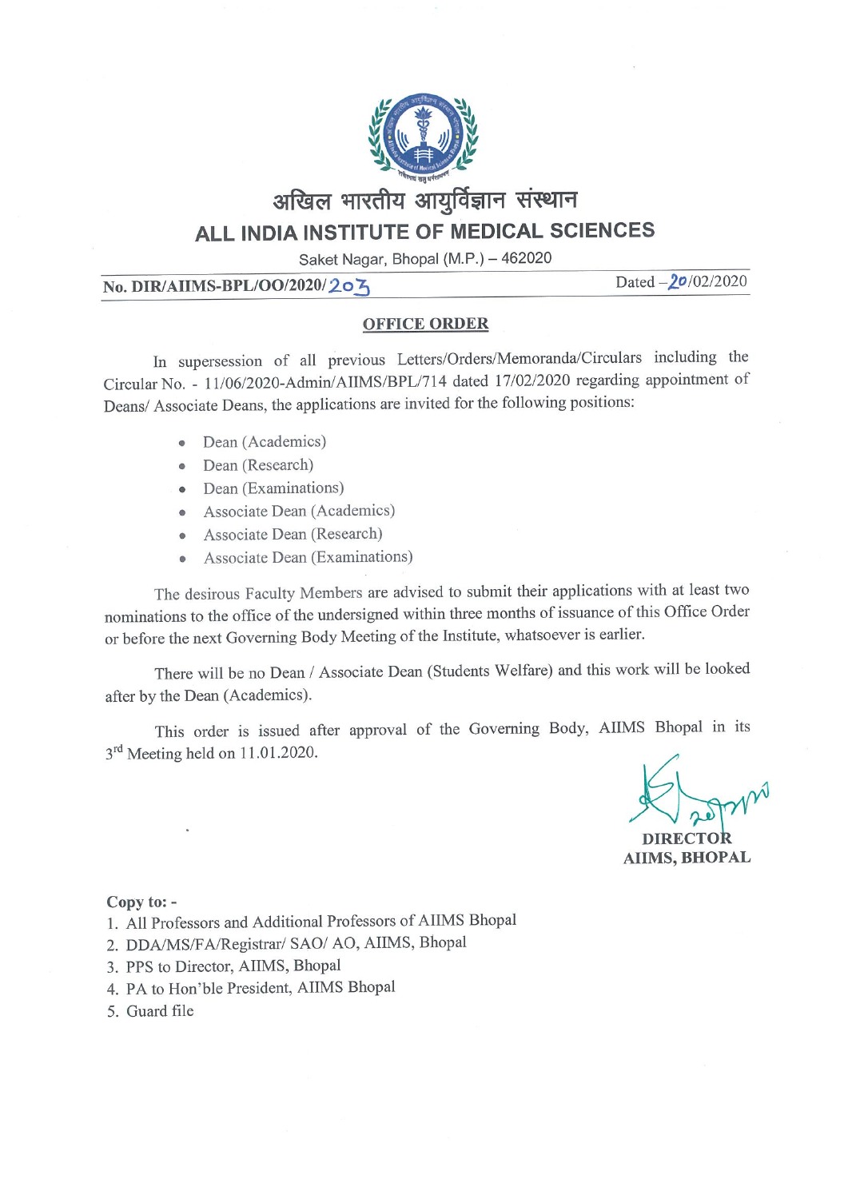# अखिल भारतीय आयुर्विज्ञान संस्थान

## ALL INDIA INSTITUTE OF MEDICAL SCIENCES

Saket Nagar, Bhopal (M.P.) – 462020

**No. DIR/AIIMS-BPL/OO/2020/203** Dated – 20/02/2020

**OFFICE ORDER**

In supersession of all previous Letters/Orders/Memoranda/Circulars including the Circular No. - 11/06/2020-Admin/AIIMS/BPL/714 dated 17/02/2020 regarding appointment of Deans/ Associate Deans, the applications are invited for the following positions:

- Dean (Academics)
- Dean (Research)
- Dean (Examinations)
- Associate Dean (Academics)
- Associate Dean (Research)
- Associate Dean (Examinations)

The desirous Faculty Members are advised to submit their applications with at least two nominations to the office of the undersigned within three months of issuance of this Office Order or before the next Governing Body Meeting of the Institute, whatsoever is earlier.

There will be no Dean / Associate Dean (Students Welfare) and this work will be looked after by the Dean (Academics).

This order is issued after approval of the Governing Body, AIIMS Bhopal in its 3rd Meeting held on 11.01.2020.

**DIRECTOR**
**AIIMS, BHOPAL**

**Copy to: -**

1. All Professors and Additional Professors of AIIMS Bhopal
2. DDA/MS/FA/Registrar/ SAO/ AO, AIIMS, Bhopal
3. PPS to Director, AIIMS, Bhopal
4. PA to Hon'ble President, AIIMS Bhopal
5. Guard file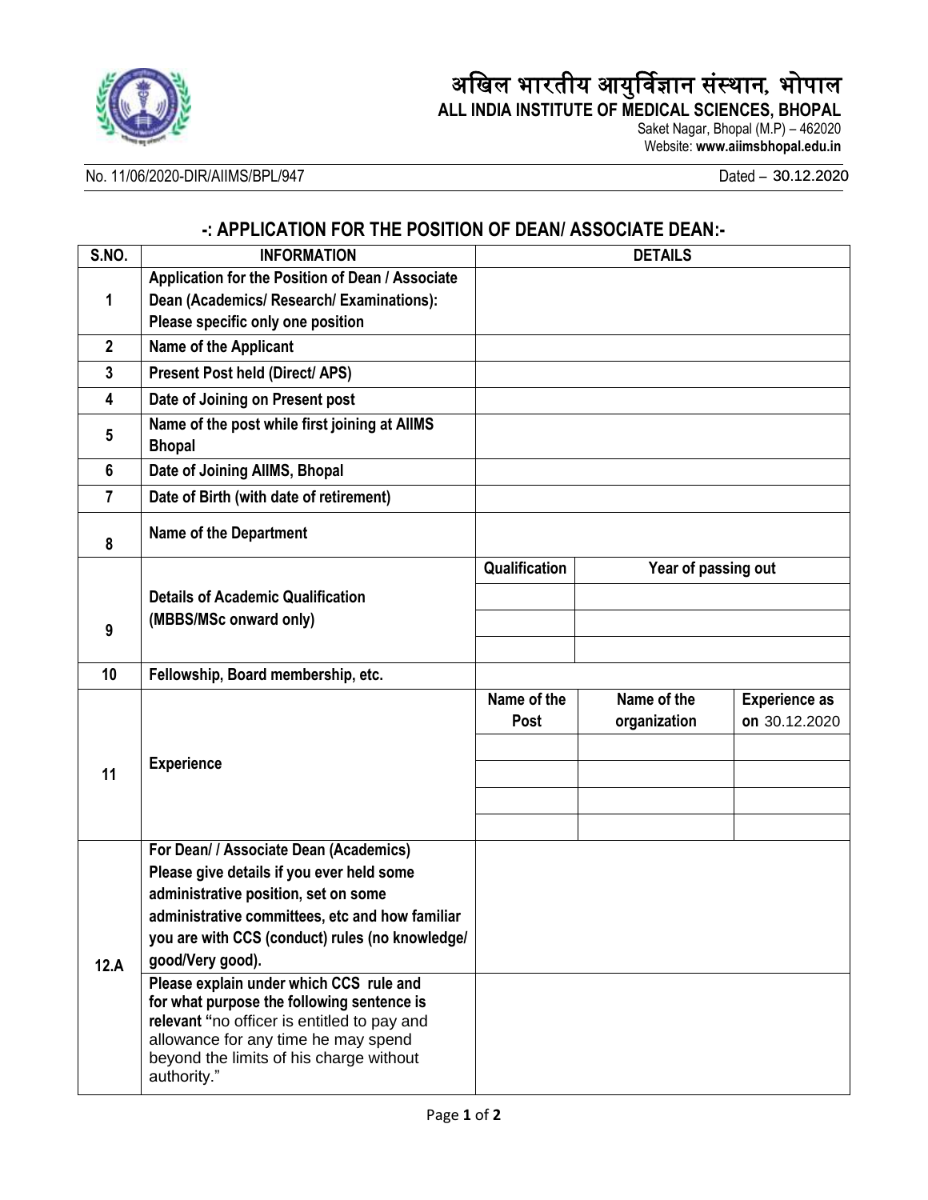# अखिल भारतीय आयुर्विज्ञान संस्थान, भोपाल

**ALL INDIA INSTITUTE OF MEDICAL SCIENCES, BHOPAL**

Saket Nagar, Bhopal (M.P) – 462020
Website: **www.aiimsbhopal.edu.in**

No. 11/06/2020-DIR/AIIMS/BPL/947 Dated – 30.12.2020

## -: APPLICATION FOR THE POSITION OF DEAN/ ASSOCIATE DEAN:-

| S.NO. | INFORMATION | DETAILS | | |
|---|---|---|---|---|
| 1 | **Application for the Position of Dean / Associate Dean (Academics/ Research/ Examinations): Please specific only one position** | | | |
| 2 | **Name of the Applicant** | | | |
| 3 | **Present Post held (Direct/ APS)** | | | |
| 4 | **Date of Joining on Present post** | | | |
| 5 | **Name of the post while first joining at AIIMS Bhopal** | | | |
| 6 | **Date of Joining AIIMS, Bhopal** | | | |
| 7 | **Date of Birth (with date of retirement)** | | | |
| 8 | **Name of the Department** | | | |
| 9 | **Details of Academic Qualification (MBBS/MSc onward only)** | **Qualification** | **Year of passing out** | |
| | | | | |
| | | | | |
| | | | | |
| 10 | **Fellowship, Board membership, etc.** | | | |
| 11 | **Experience** | **Name of the Post** | **Name of the organization** | **Experience as on** 30.12.2020 |
| | | | | |
| | | | | |
| | | | | |
| | | | | |
| 12.A | **For Dean/ / Associate Dean (Academics) Please give details if you ever held some administrative position, set on some administrative committees, etc and how familiar you are with CCS (conduct) rules (no knowledge/ good/Very good).** | | | |
| | **Please explain under which CCS rule and for what purpose the following sentence is relevant** "no officer is entitled to pay and allowance for any time he may spend beyond the limits of his charge without authority." | | | |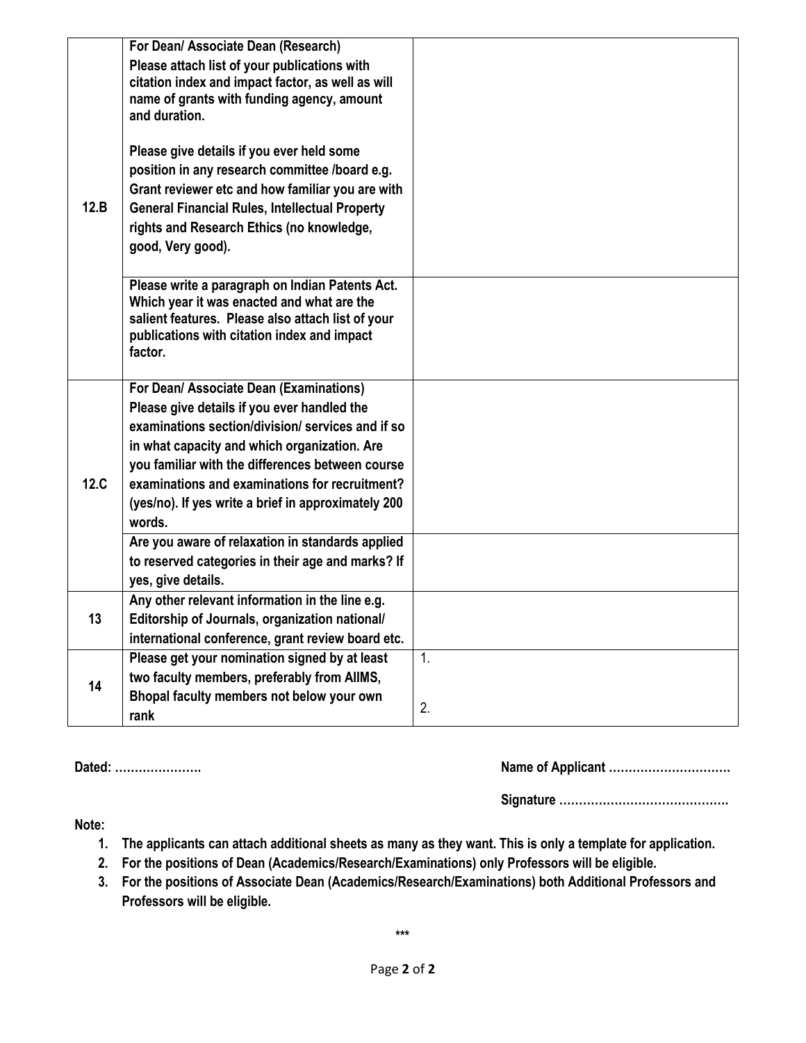| | | |
|---|---|---|
| 12.B | **For Dean/ Associate Dean (Research)**<br>**Please attach list of your publications with citation index and impact factor, as well as will name of grants with funding agency, amount and duration.**<br><br>**Please give details if you ever held some position in any research committee /board e.g. Grant reviewer etc and how familiar you are with General Financial Rules, Intellectual Property rights and Research Ethics (no knowledge, good, Very good).** | |
| | **Please write a paragraph on Indian Patents Act. Which year it was enacted and what are the salient features. Please also attach list of your publications with citation index and impact factor.** | |
| 12.C | **For Dean/ Associate Dean (Examinations)**<br>**Please give details if you ever handled the examinations section/division/ services and if so in what capacity and which organization. Are you familiar with the differences between course examinations and examinations for recruitment? (yes/no). If yes write a brief in approximately 200 words.** | |
| | **Are you aware of relaxation in standards applied to reserved categories in their age and marks? If yes, give details.** | |
| 13 | **Any other relevant information in the line e.g. Editorship of Journals, organization national/ international conference, grant review board etc.** | |
| 14 | **Please get your nomination signed by at least two faculty members, preferably from AIIMS, Bhopal faculty members not below your own rank** | 1.<br><br>2. |

**Dated: ………………….** **Name of Applicant ………………………….**

**Signature …………………………………….**

**Note:**

1. **The applicants can attach additional sheets as many as they want. This is only a template for application.**
2. **For the positions of Dean (Academics/Research/Examinations) only Professors will be eligible.**
3. **For the positions of Associate Dean (Academics/Research/Examinations) both Additional Professors and Professors will be eligible.**

\*\*\*